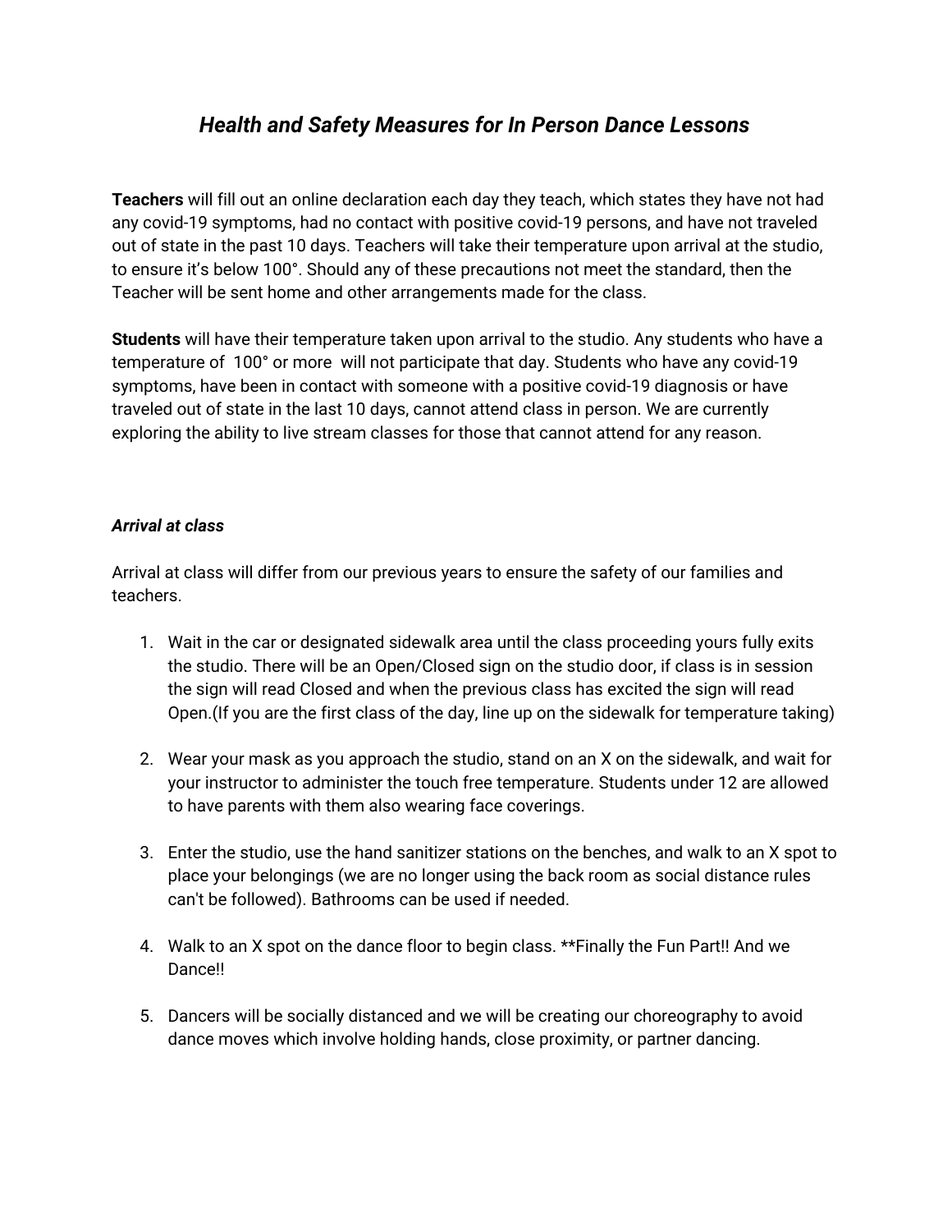# *Health and Safety Measures for In Person Dance Lessons*

**Teachers** will fill out an online declaration each day they teach, which states they have not had any covid-19 symptoms, had no contact with positive covid-19 persons, and have not traveled out of state in the past 10 days. Teachers will take their temperature upon arrival at the studio, to ensure it's below 100°. Should any of these precautions not meet the standard, then the Teacher will be sent home and other arrangements made for the class.

**Students** will have their temperature taken upon arrival to the studio. Any students who have a temperature of 100° or more will not participate that day. Students who have any covid-19 symptoms, have been in contact with someone with a positive covid-19 diagnosis or have traveled out of state in the last 10 days, cannot attend class in person. We are currently exploring the ability to live stream classes for those that cannot attend for any reason.

### *Arrival at class*

Arrival at class will differ from our previous years to ensure the safety of our families and teachers.

1. Wait in the car or designated sidewalk area until the class proceeding yours fully exits the studio. There will be an Open/Closed sign on the studio door, if class is in session the sign will read Closed and when the previous class has excited the sign will read Open.(If you are the first class of the day, line up on the sidewalk for temperature taking)

2. Wear your mask as you approach the studio, stand on an X on the sidewalk, and wait for your instructor to administer the touch free temperature. Students under 12 are allowed to have parents with them also wearing face coverings.

3. Enter the studio, use the hand sanitizer stations on the benches, and walk to an X spot to place your belongings (we are no longer using the back room as social distance rules can't be followed). Bathrooms can be used if needed.

4. Walk to an X spot on the dance floor to begin class. **Finally the Fun Part!! And we Dance!!

5. Dancers will be socially distanced and we will be creating our choreography to avoid dance moves which involve holding hands, close proximity, or partner dancing.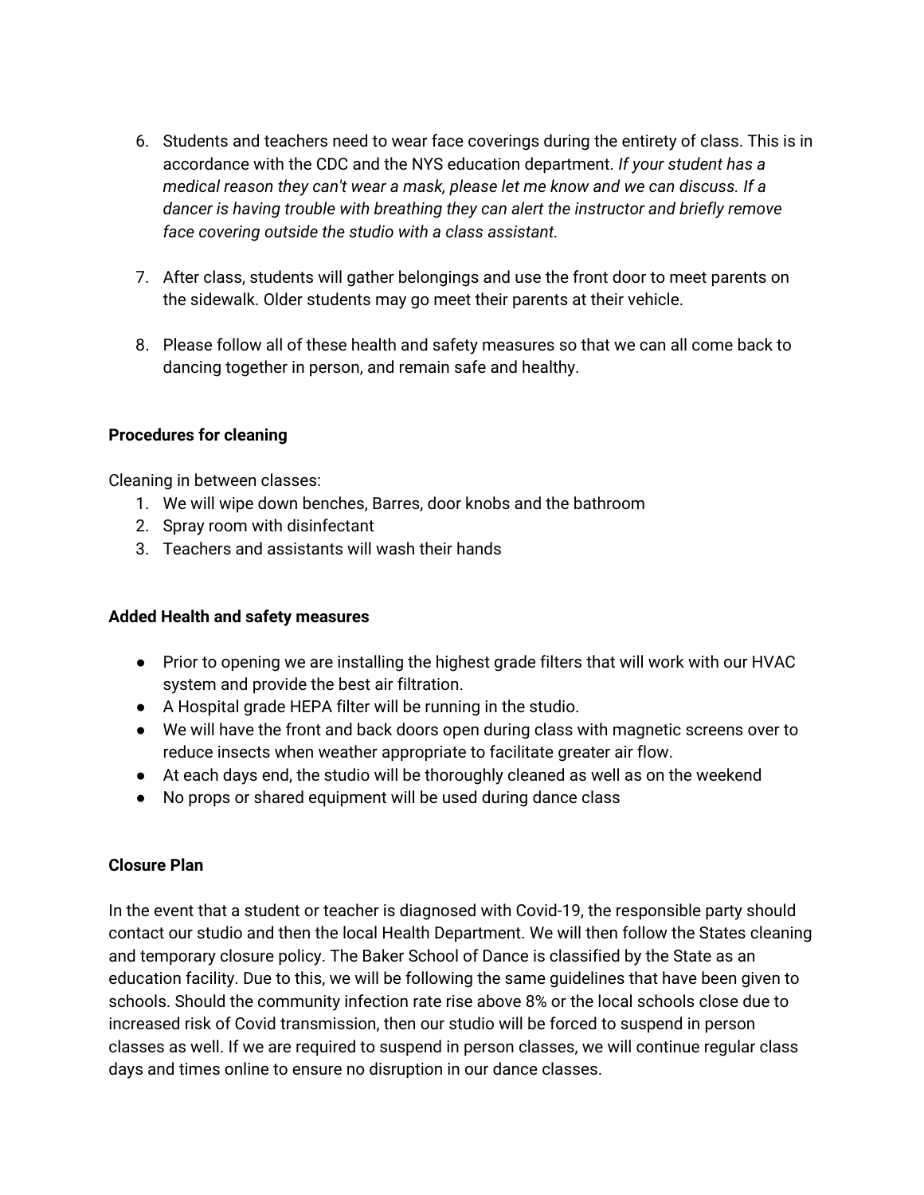6. Students and teachers need to wear face coverings during the entirety of class. This is in accordance with the CDC and the NYS education department. *If your student has a medical reason they can't wear a mask, please let me know and we can discuss. If a dancer is having trouble with breathing they can alert the instructor and briefly remove face covering outside the studio with a class assistant.*

7. After class, students will gather belongings and use the front door to meet parents on the sidewalk. Older students may go meet their parents at their vehicle.

8. Please follow all of these health and safety measures so that we can all come back to dancing together in person, and remain safe and healthy.

**Procedures for cleaning**

Cleaning in between classes:

1. We will wipe down benches, Barres, door knobs and the bathroom
2. Spray room with disinfectant
3. Teachers and assistants will wash their hands

**Added Health and safety measures**

- Prior to opening we are installing the highest grade filters that will work with our HVAC system and provide the best air filtration.
- A Hospital grade HEPA filter will be running in the studio.
- We will have the front and back doors open during class with magnetic screens over to reduce insects when weather appropriate to facilitate greater air flow.
- At each days end, the studio will be thoroughly cleaned as well as on the weekend
- No props or shared equipment will be used during dance class

**Closure Plan**

In the event that a student or teacher is diagnosed with Covid-19, the responsible party should contact our studio and then the local Health Department. We will then follow the States cleaning and temporary closure policy. The Baker School of Dance is classified by the State as an education facility. Due to this, we will be following the same guidelines that have been given to schools. Should the community infection rate rise above 8% or the local schools close due to increased risk of Covid transmission, then our studio will be forced to suspend in person classes as well. If we are required to suspend in person classes, we will continue regular class days and times online to ensure no disruption in our dance classes.